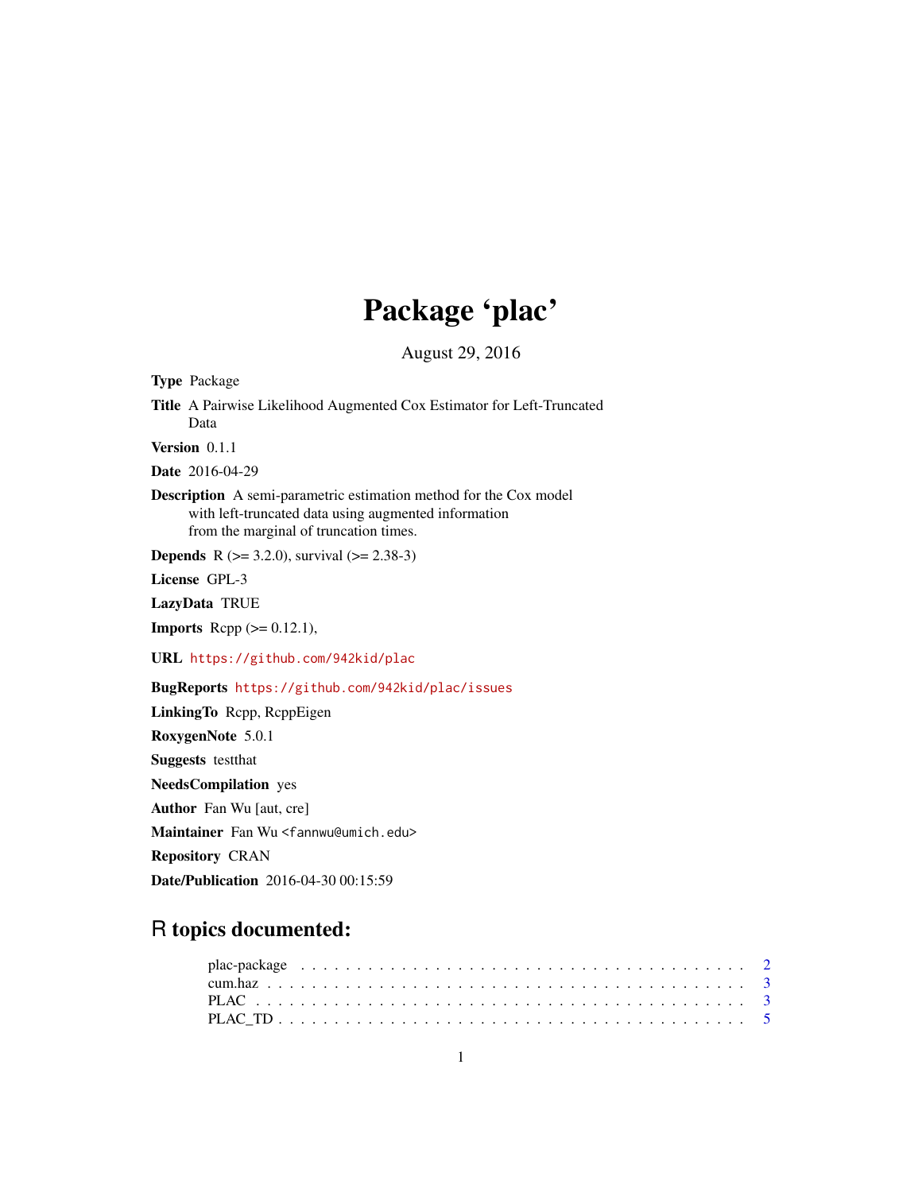# Package 'plac'

August 29, 2016

**Type** Package

**Title** A Pairwise Likelihood Augmented Cox Estimator for Left-Truncated Data

**Version** 0.1.1

**Date** 2016-04-29

**Description** A semi-parametric estimation method for the Cox model with left-truncated data using augmented information from the marginal of truncation times.

**Depends** R (>= 3.2.0), survival (>= 2.38-3)

**License** GPL-3

**LazyData** TRUE

**Imports** Rcpp (>= 0.12.1),

**URL** https://github.com/942kid/plac

**BugReports** https://github.com/942kid/plac/issues

**LinkingTo** Rcpp, RcppEigen

**RoxygenNote** 5.0.1

**Suggests** testthat

**NeedsCompilation** yes

**Author** Fan Wu [aut, cre]

**Maintainer** Fan Wu <fannwu@umich.edu>

**Repository** CRAN

**Date/Publication** 2016-04-30 00:15:59

## R topics documented:

- plac-package . . . . . . . . . . . . . . . . . . . . . . . . . . . . . . . . . . . . . . 2
- cum.haz . . . . . . . . . . . . . . . . . . . . . . . . . . . . . . . . . . . . . . . . 3
- PLAC . . . . . . . . . . . . . . . . . . . . . . . . . . . . . . . . . . . . . . . . . 3
- PLAC_TD . . . . . . . . . . . . . . . . . . . . . . . . . . . . . . . . . . . . . . . 5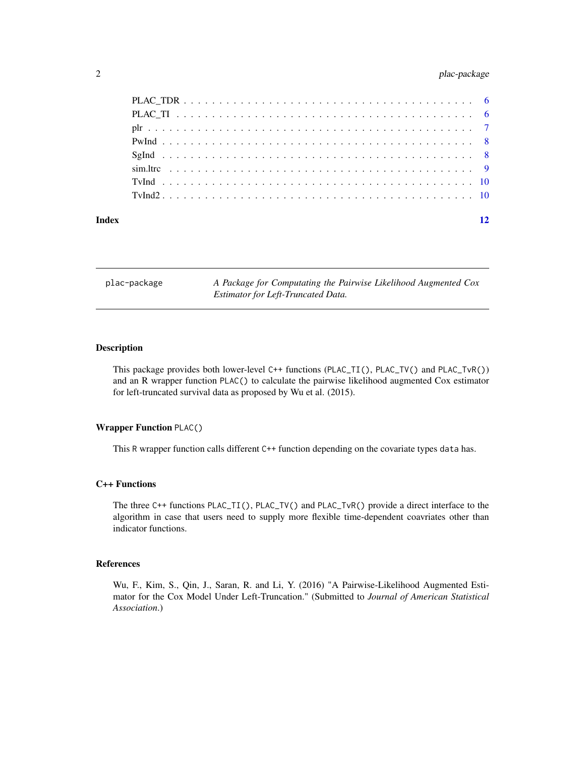| | |
|---|---|
| PLAC_TDR | 6 |
| PLAC_TI | 6 |
| plr | 7 |
| PwInd | 8 |
| SgInd | 8 |
| sim.ltrc | 9 |
| TvInd | 10 |
| TvInd2 | 10 |

**Index** **12**

---

`plac-package` *A Package for Computating the Pairwise Likelihood Augmented Cox Estimator for Left-Truncated Data.*

---

### Description

This package provides both lower-level C++ functions (`PLAC_TI()`, `PLAC_TV()` and `PLAC_TvR()`) and an R wrapper function `PLAC()` to calculate the pairwise likelihood augmented Cox estimator for left-truncated survival data as proposed by Wu et al. (2015).

### Wrapper Function `PLAC()`

This R wrapper function calls different C++ function depending on the covariate types `data` has.

### C++ Functions

The three C++ functions `PLAC_TI()`, `PLAC_TV()` and `PLAC_TvR()` provide a direct interface to the algorithm in case that users need to supply more flexible time-dependent coavriates other than indicator functions.

### References

Wu, F., Kim, S., Qin, J., Saran, R. and Li, Y. (2016) "A Pairwise-Likelihood Augmented Estimator for the Cox Model Under Left-Truncation." (Submitted to *Journal of American Statistical Association*.)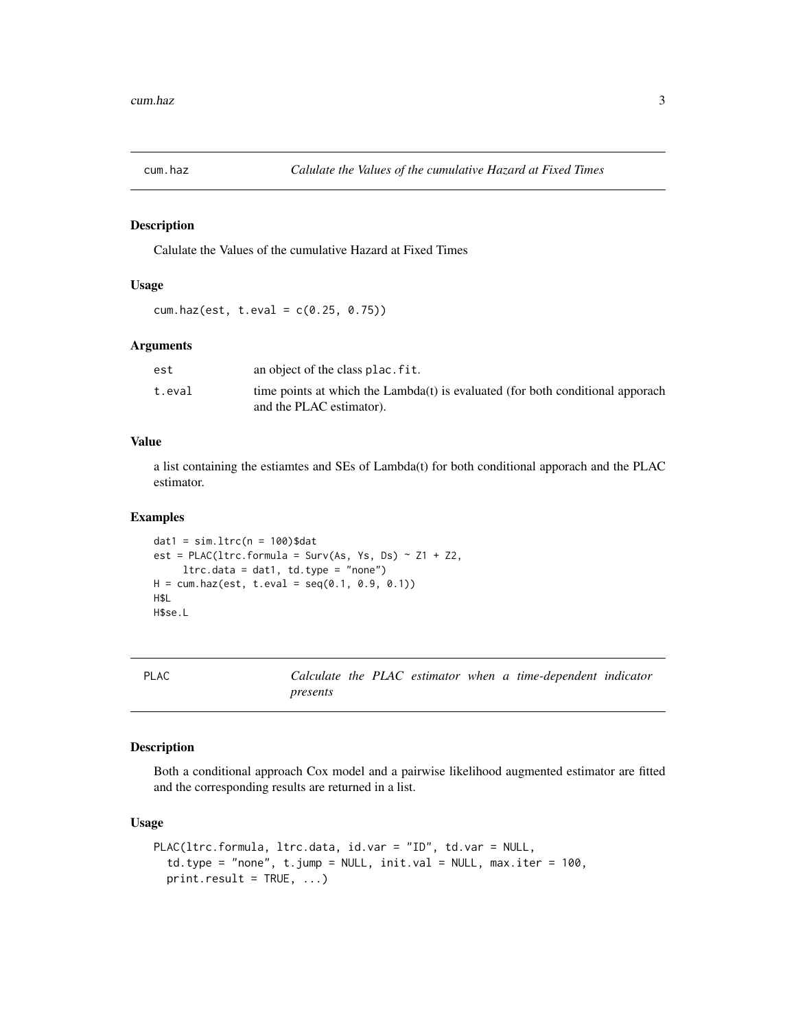## cum.haz — *Calulate the Values of the cumulative Hazard at Fixed Times*

### Description

Calulate the Values of the cumulative Hazard at Fixed Times

### Usage

```
cum.haz(est, t.eval = c(0.25, 0.75))
```

### Arguments

| | |
|---|---|
| est | an object of the class plac.fit. |
| t.eval | time points at which the Lambda(t) is evaluated (for both conditional apporach and the PLAC estimator). |

### Value

a list containing the estiamtes and SEs of Lambda(t) for both conditional apporach and the PLAC estimator.

### Examples

```
dat1 = sim.ltrc(n = 100)$dat
est = PLAC(ltrc.formula = Surv(As, Ys, Ds) ~ Z1 + Z2,
     ltrc.data = dat1, td.type = "none")
H = cum.haz(est, t.eval = seq(0.1, 0.9, 0.1))
H$L
H$se.L
```

## PLAC — *Calculate the PLAC estimator when a time-dependent indicator presents*

### Description

Both a conditional approach Cox model and a pairwise likelihood augmented estimator are fitted and the corresponding results are returned in a list.

### Usage

```
PLAC(ltrc.formula, ltrc.data, id.var = "ID", td.var = NULL,
  td.type = "none", t.jump = NULL, init.val = NULL, max.iter = 100,
  print.result = TRUE, ...)
```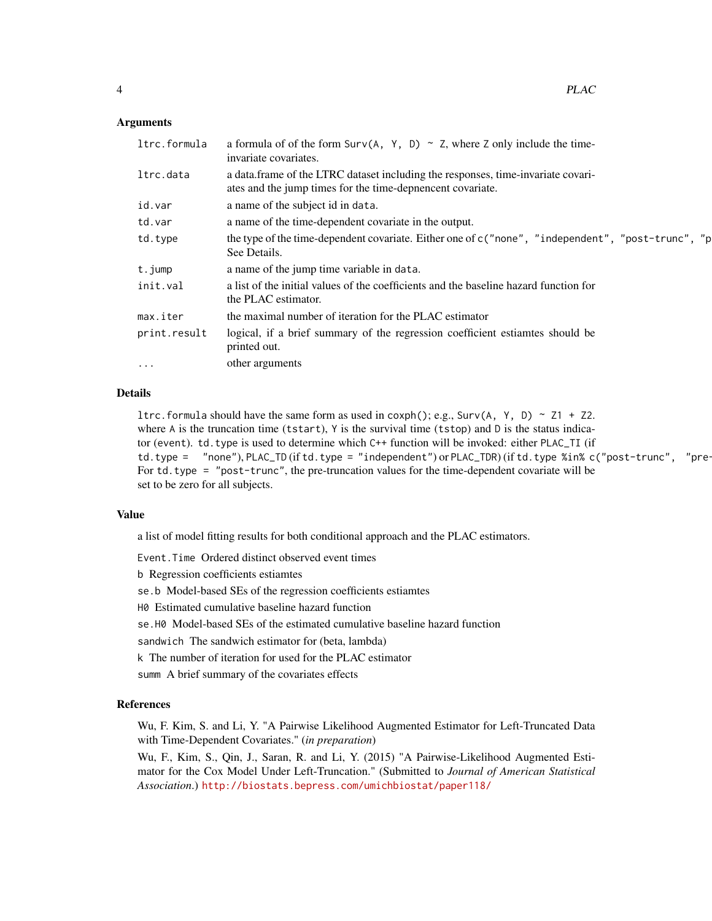### Arguments

| | |
|---|---|
| `ltrc.formula` | a formula of of the form `Surv(A, Y, D) ~ Z`, where `Z` only include the time-invariate covariates. |
| `ltrc.data` | a data.frame of the LTRC dataset including the responses, time-invariate covariates and the jump times for the time-depnencent covariate. |
| `id.var` | a name of the subject id in `data`. |
| `td.var` | a name of the time-dependent covariate in the output. |
| `td.type` | the type of the time-dependent covariate. Either one of `c("none", "independent", "post-trunc", "p` See Details. |
| `t.jump` | a name of the jump time variable in `data`. |
| `init.val` | a list of the initial values of the coefficients and the baseline hazard function for the PLAC estimator. |
| `max.iter` | the maximal number of iteration for the PLAC estimator |
| `print.result` | logical, if a brief summary of the regression coefficient estiamtes should be printed out. |
| `...` | other arguments |

### Details

`ltrc.formula` should have the same form as used in `coxph()`; e.g., `Surv(A, Y, D) ~ Z1 + Z2`. where `A` is the truncation time (`tstart`), `Y` is the survival time (`tstop`) and `D` is the status indicator (`event`). `td.type` is used to determine which `C++` function will be invoked: either `PLAC_TI` (if `td.type = "none"`), `PLAC_TD` (if `td.type = "independent"`) or `PLAC_TDR`) (if `td.type %in% c("post-trunc", "pre-` For `td.type = "post-trunc"`, the pre-truncation values for the time-dependent covariate will be set to be zero for all subjects.

### Value

a list of model fitting results for both conditional approach and the PLAC estimators.

`Event.Time` Ordered distinct observed event times

`b` Regression coefficients estiamtes

`se.b` Model-based SEs of the regression coefficients estiamtes

`H0` Estimated cumulative baseline hazard function

`se.H0` Model-based SEs of the estimated cumulative baseline hazard function

`sandwich` The sandwich estimator for (beta, lambda)

`k` The number of iteration for used for the PLAC estimator

`summ` A brief summary of the covariates effects

### References

Wu, F. Kim, S. and Li, Y. "A Pairwise Likelihood Augmented Estimator for Left-Truncated Data with Time-Dependent Covariates." (*in preparation*)

Wu, F., Kim, S., Qin, J., Saran, R. and Li, Y. (2015) "A Pairwise-Likelihood Augmented Estimator for the Cox Model Under Left-Truncation." (Submitted to *Journal of American Statistical Association*.) http://biostats.bepress.com/umichbiostat/paper118/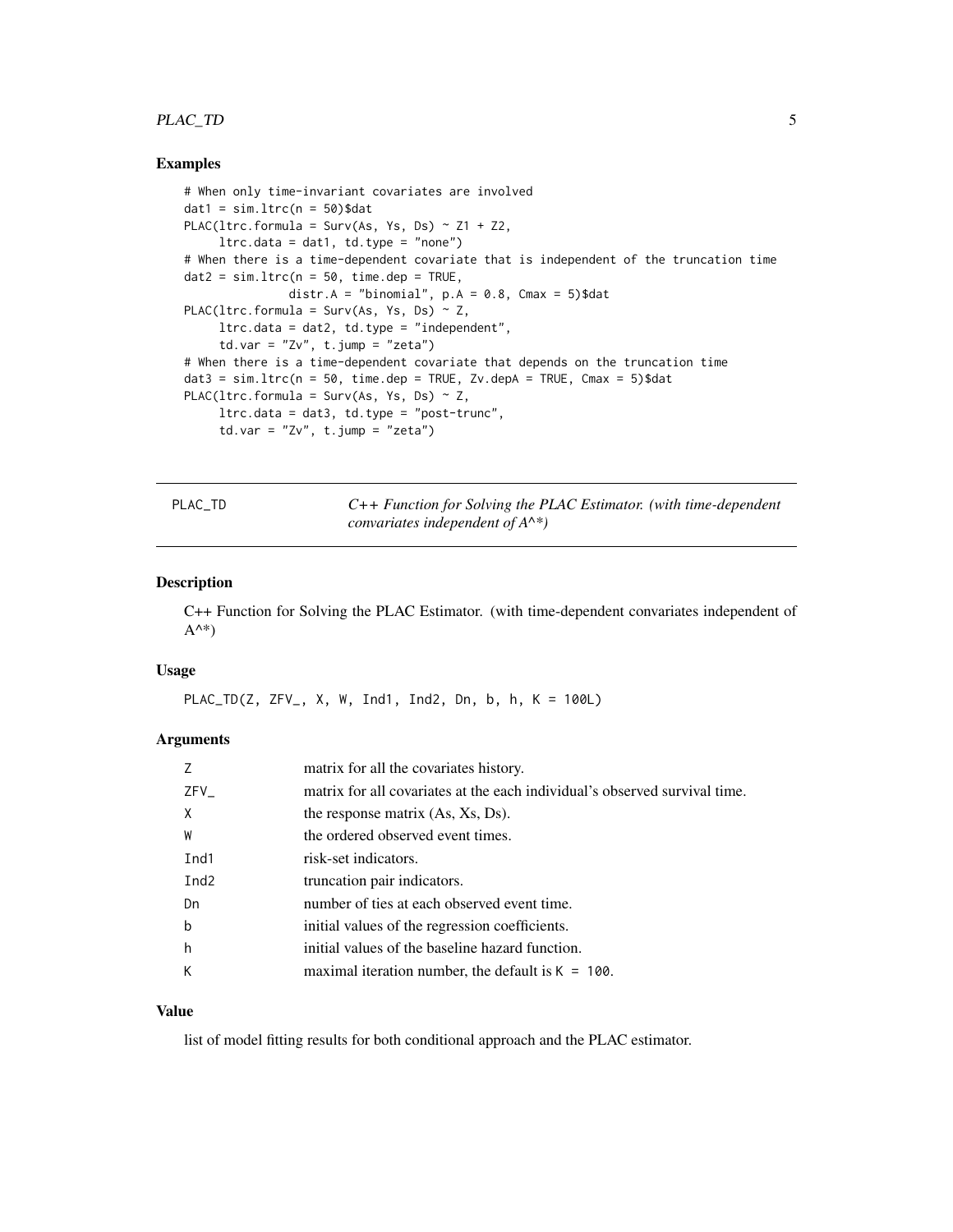## Examples

```
# When only time-invariant covariates are involved
dat1 = sim.ltrc(n = 50)$dat
PLAC(ltrc.formula = Surv(As, Ys, Ds) ~ Z1 + Z2,
     ltrc.data = dat1, td.type = "none")
# When there is a time-dependent covariate that is independent of the truncation time
dat2 = sim.ltrc(n = 50, time.dep = TRUE,
               distr.A = "binomial", p.A = 0.8, Cmax = 5)$dat
PLAC(ltrc.formula = Surv(As, Ys, Ds) ~ Z,
     ltrc.data = dat2, td.type = "independent",
     td.var = "Zv", t.jump = "zeta")
# When there is a time-dependent covariate that depends on the truncation time
dat3 = sim.ltrc(n = 50, time.dep = TRUE, Zv.depA = TRUE, Cmax = 5)$dat
PLAC(ltrc.formula = Surv(As, Ys, Ds) ~ Z,
     ltrc.data = dat3, td.type = "post-trunc",
     td.var = "Zv", t.jump = "zeta")
```

---

# PLAC_TD

*C++ Function for Solving the PLAC Estimator. (with time-dependent convariates independent of A^\*)*

---

## Description

C++ Function for Solving the PLAC Estimator. (with time-dependent convariates independent of A^\*)

## Usage

```
PLAC_TD(Z, ZFV_, X, W, Ind1, Ind2, Dn, b, h, K = 100L)
```

## Arguments

| | |
|---|---|
| Z | matrix for all the covariates history. |
| ZFV_ | matrix for all covariates at the each individual's observed survival time. |
| X | the response matrix (As, Xs, Ds). |
| W | the ordered observed event times. |
| Ind1 | risk-set indicators. |
| Ind2 | truncation pair indicators. |
| Dn | number of ties at each observed event time. |
| b | initial values of the regression coefficients. |
| h | initial values of the baseline hazard function. |
| K | maximal iteration number, the default is `K = 100`. |

## Value

list of model fitting results for both conditional approach and the PLAC estimator.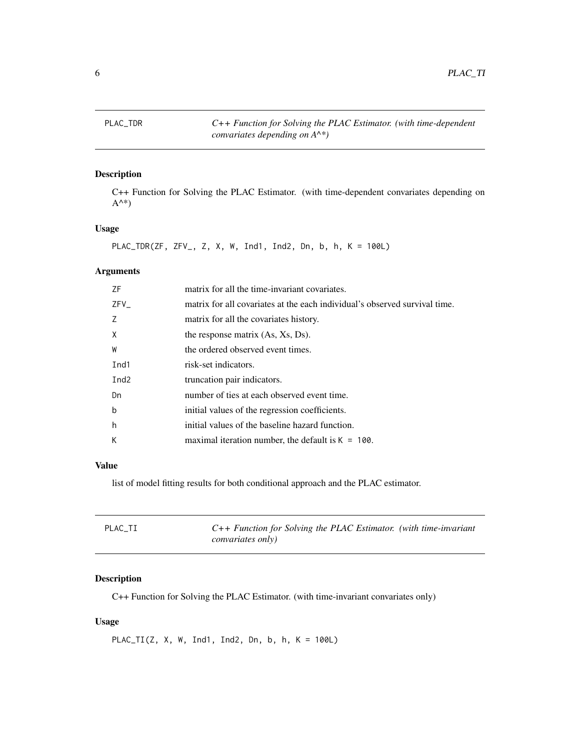## PLAC_TDR — *C++ Function for Solving the PLAC Estimator. (with time-dependent convariates depending on A^*)*

### Description

C++ Function for Solving the PLAC Estimator. (with time-dependent convariates depending on A^*)

### Usage

```
PLAC_TDR(ZF, ZFV_, Z, X, W, Ind1, Ind2, Dn, b, h, K = 100L)
```

### Arguments

| | |
|---|---|
| ZF | matrix for all the time-invariant covariates. |
| ZFV_ | matrix for all covariates at the each individual's observed survival time. |
| Z | matrix for all the covariates history. |
| X | the response matrix (As, Xs, Ds). |
| W | the ordered observed event times. |
| Ind1 | risk-set indicators. |
| Ind2 | truncation pair indicators. |
| Dn | number of ties at each observed event time. |
| b | initial values of the regression coefficients. |
| h | initial values of the baseline hazard function. |
| K | maximal iteration number, the default is `K = 100`. |

### Value

list of model fitting results for both conditional approach and the PLAC estimator.

## PLAC_TI — *C++ Function for Solving the PLAC Estimator. (with time-invariant convariates only)*

### Description

C++ Function for Solving the PLAC Estimator. (with time-invariant convariates only)

### Usage

```
PLAC_TI(Z, X, W, Ind1, Ind2, Dn, b, h, K = 100L)
```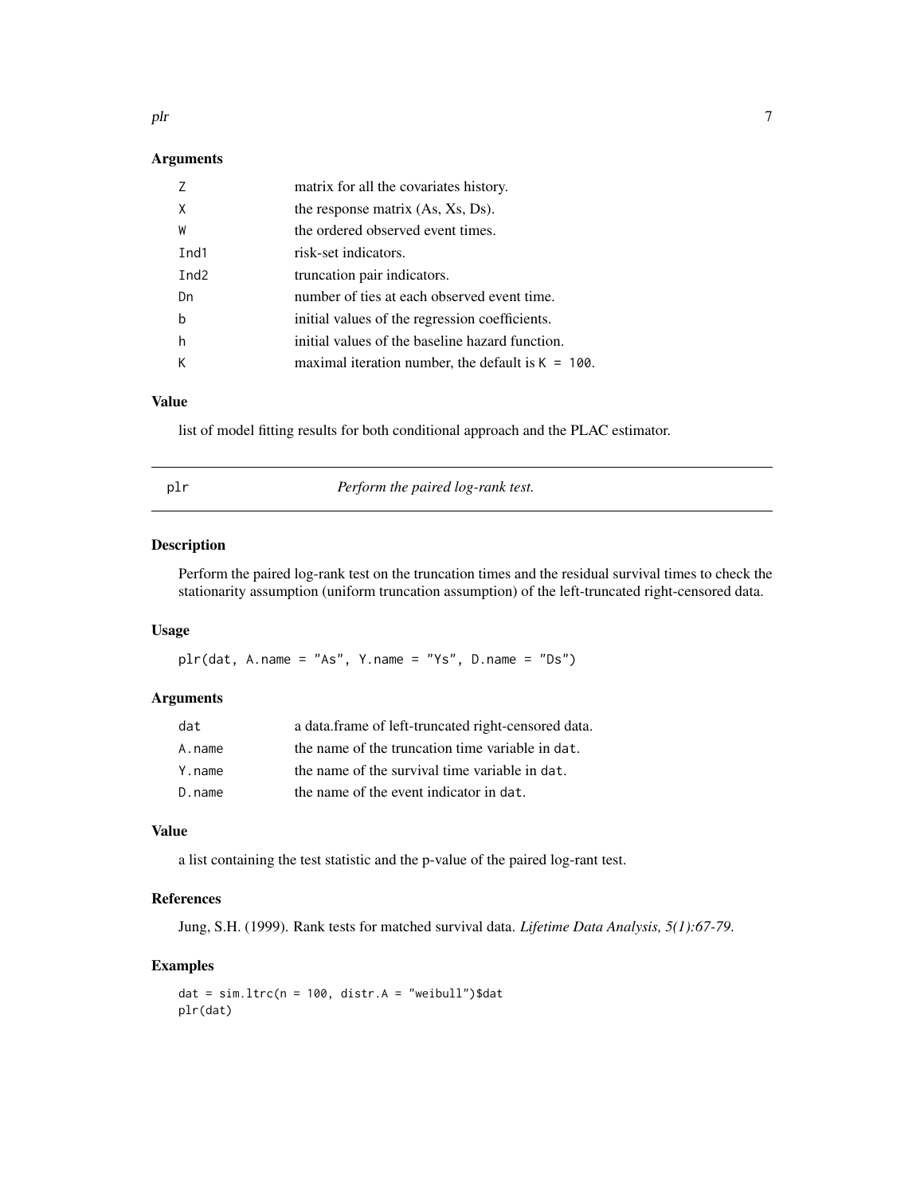### Arguments

| | |
|---|---|
| `Z` | matrix for all the covariates history. |
| `X` | the response matrix (As, Xs, Ds). |
| `W` | the ordered observed event times. |
| `Ind1` | risk-set indicators. |
| `Ind2` | truncation pair indicators. |
| `Dn` | number of ties at each observed event time. |
| `b` | initial values of the regression coefficients. |
| `h` | initial values of the baseline hazard function. |
| `K` | maximal iteration number, the default is `K = 100`. |

### Value

list of model fitting results for both conditional approach and the PLAC estimator.

---

## plr — *Perform the paired log-rank test.*

---

### Description

Perform the paired log-rank test on the truncation times and the residual survival times to check the stationarity assumption (uniform truncation assumption) of the left-truncated right-censored data.

### Usage

```
plr(dat, A.name = "As", Y.name = "Ys", D.name = "Ds")
```

### Arguments

| | |
|---|---|
| `dat` | a data.frame of left-truncated right-censored data. |
| `A.name` | the name of the truncation time variable in `dat`. |
| `Y.name` | the name of the survival time variable in `dat`. |
| `D.name` | the name of the event indicator in `dat`. |

### Value

a list containing the test statistic and the p-value of the paired log-rant test.

### References

Jung, S.H. (1999). Rank tests for matched survival data. *Lifetime Data Analysis, 5(1):67-79.*

### Examples

```
dat = sim.ltrc(n = 100, distr.A = "weibull")$dat
plr(dat)
```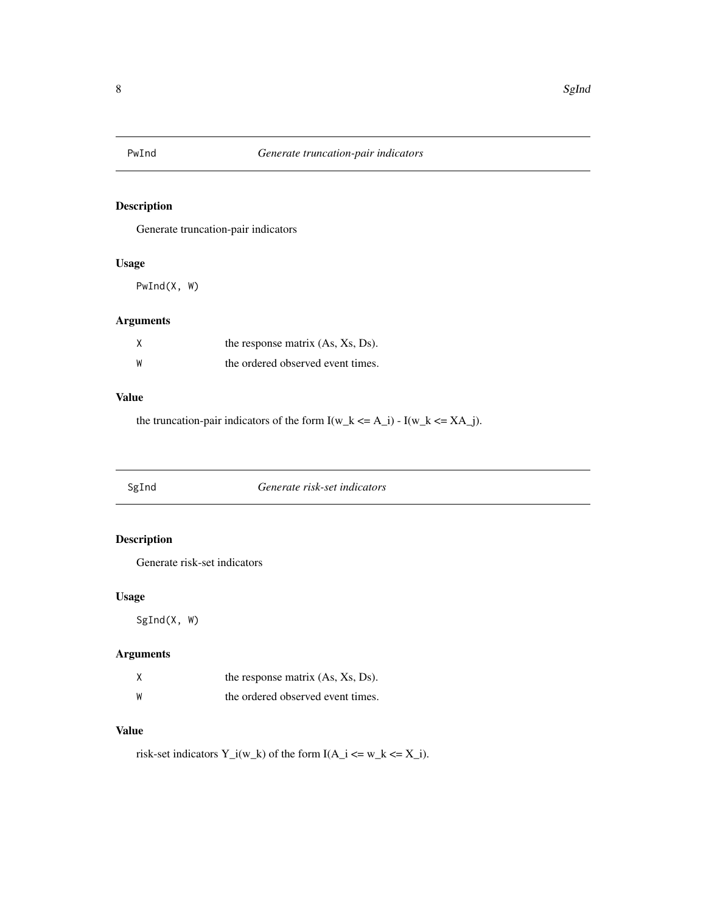## PwInd — *Generate truncation-pair indicators*

### Description

Generate truncation-pair indicators

### Usage

```
PwInd(X, W)
```

### Arguments

| | |
|---|---|
| X | the response matrix (As, Xs, Ds). |
| W | the ordered observed event times. |

### Value

the truncation-pair indicators of the form I(w_k <= A_i) - I(w_k <= XA_j).

## SgInd — *Generate risk-set indicators*

### Description

Generate risk-set indicators

### Usage

```
SgInd(X, W)
```

### Arguments

| | |
|---|---|
| X | the response matrix (As, Xs, Ds). |
| W | the ordered observed event times. |

### Value

risk-set indicators Y_i(w_k) of the form I(A_i <= w_k <= X_i).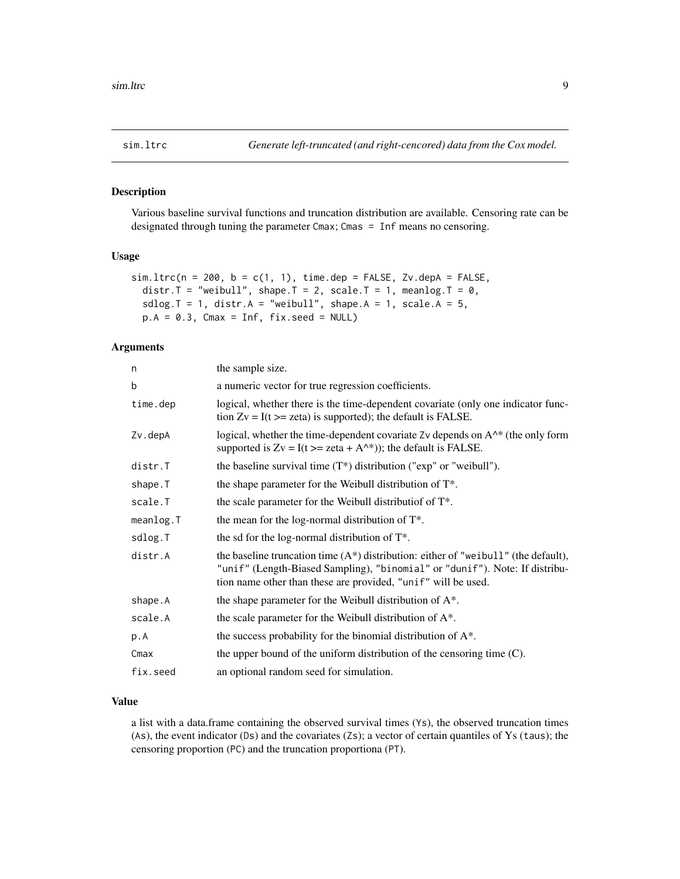sim.ltrc *Generate left-truncated (and right-cencored) data from the Cox model.*

## Description

Various baseline survival functions and truncation distribution are available. Censoring rate can be designated through tuning the parameter Cmax; Cmas = Inf means no censoring.

## Usage

```
sim.ltrc(n = 200, b = c(1, 1), time.dep = FALSE, Zv.depA = FALSE,
  distr.T = "weibull", shape.T = 2, scale.T = 1, meanlog.T = 0,
  sdlog.T = 1, distr.A = "weibull", shape.A = 1, scale.A = 5,
  p.A = 0.3, Cmax = Inf, fix.seed = NULL)
```

## Arguments

| | |
|---|---|
| n | the sample size. |
| b | a numeric vector for true regression coefficients. |
| time.dep | logical, whether there is the time-dependent covariate (only one indicator function Zv = I(t >= zeta) is supported); the default is FALSE. |
| Zv.depA | logical, whether the time-dependent covariate Zv depends on A^* (the only form supported is Zv = I(t >= zeta + A^*)); the default is FALSE. |
| distr.T | the baseline survival time (T*) distribution ("exp" or "weibull"). |
| shape.T | the shape parameter for the Weibull distribution of T*. |
| scale.T | the scale parameter for the Weibull distributiof of T*. |
| meanlog.T | the mean for the log-normal distribution of T*. |
| sdlog.T | the sd for the log-normal distribution of T*. |
| distr.A | the baseline truncation time (A*) distribution: either of "weibull" (the default), "unif" (Length-Biased Sampling), "binomial" or "dunif"). Note: If distribution name other than these are provided, "unif" will be used. |
| shape.A | the shape parameter for the Weibull distribution of A*. |
| scale.A | the scale parameter for the Weibull distribution of A*. |
| p.A | the success probability for the binomial distribution of A*. |
| Cmax | the upper bound of the uniform distribution of the censoring time (C). |
| fix.seed | an optional random seed for simulation. |

## Value

a list with a data.frame containing the observed survival times (Ys), the observed truncation times (As), the event indicator (Ds) and the covariates (Zs); a vector of certain quantiles of Ys (taus); the censoring proportion (PC) and the truncation proportiona (PT).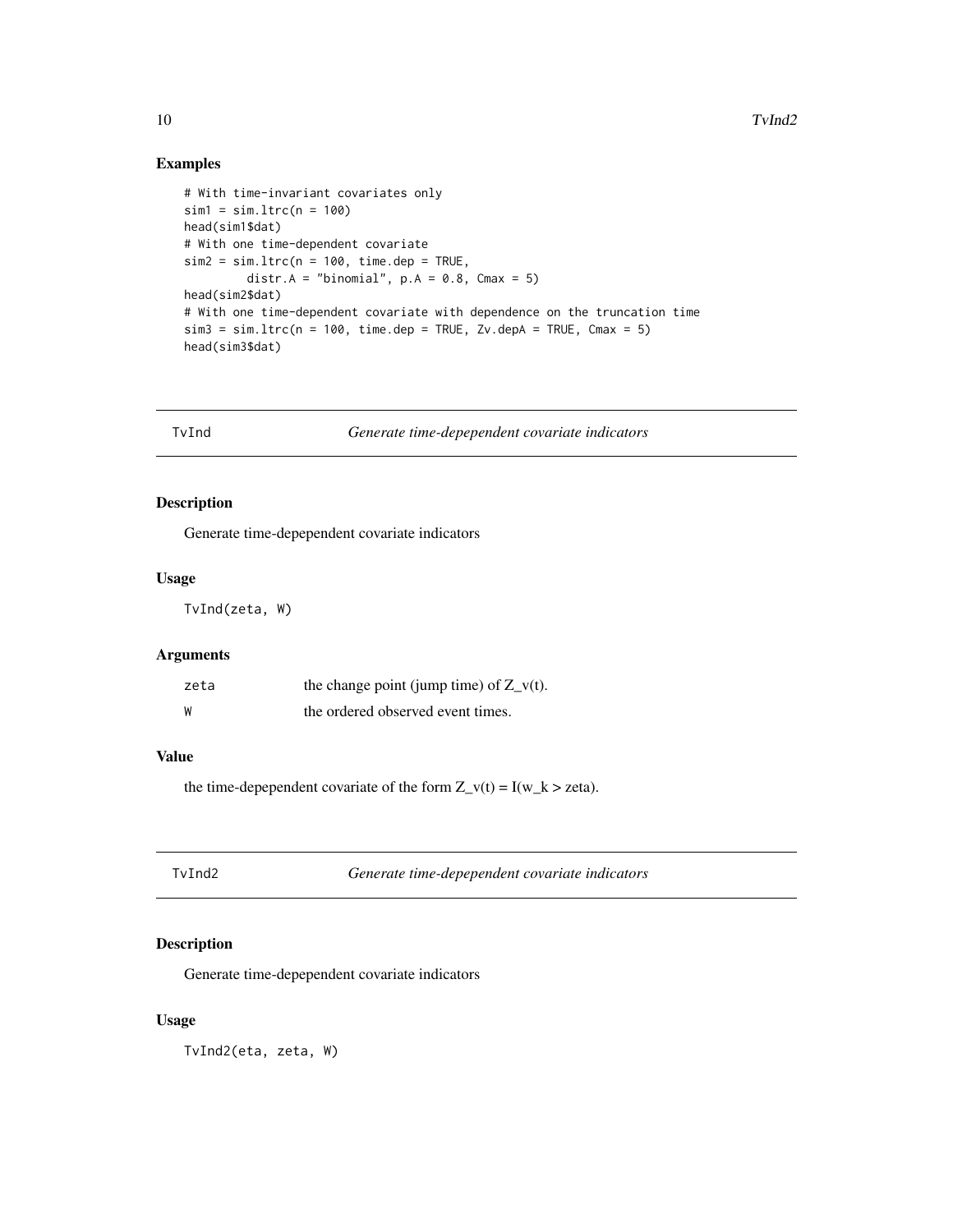## Examples

```
# With time-invariant covariates only
sim1 = sim.ltrc(n = 100)
head(sim1$dat)
# With one time-dependent covariate
sim2 = sim.ltrc(n = 100, time.dep = TRUE,
         distr.A = "binomial", p.A = 0.8, Cmax = 5)
head(sim2$dat)
# With one time-dependent covariate with dependence on the truncation time
sim3 = sim.ltrc(n = 100, time.dep = TRUE, Zv.depA = TRUE, Cmax = 5)
head(sim3$dat)
```

---

# TvInd — *Generate time-depependent covariate indicators*

## Description

Generate time-depependent covariate indicators

## Usage

```
TvInd(zeta, W)
```

## Arguments

| | |
|---|---|
| zeta | the change point (jump time) of $Z_v(t)$. |
| W | the ordered observed event times. |

## Value

the time-depependent covariate of the form $Z_v(t) = I(w_k > zeta)$.

---

# TvInd2 — *Generate time-depependent covariate indicators*

## Description

Generate time-depependent covariate indicators

## Usage

```
TvInd2(eta, zeta, W)
```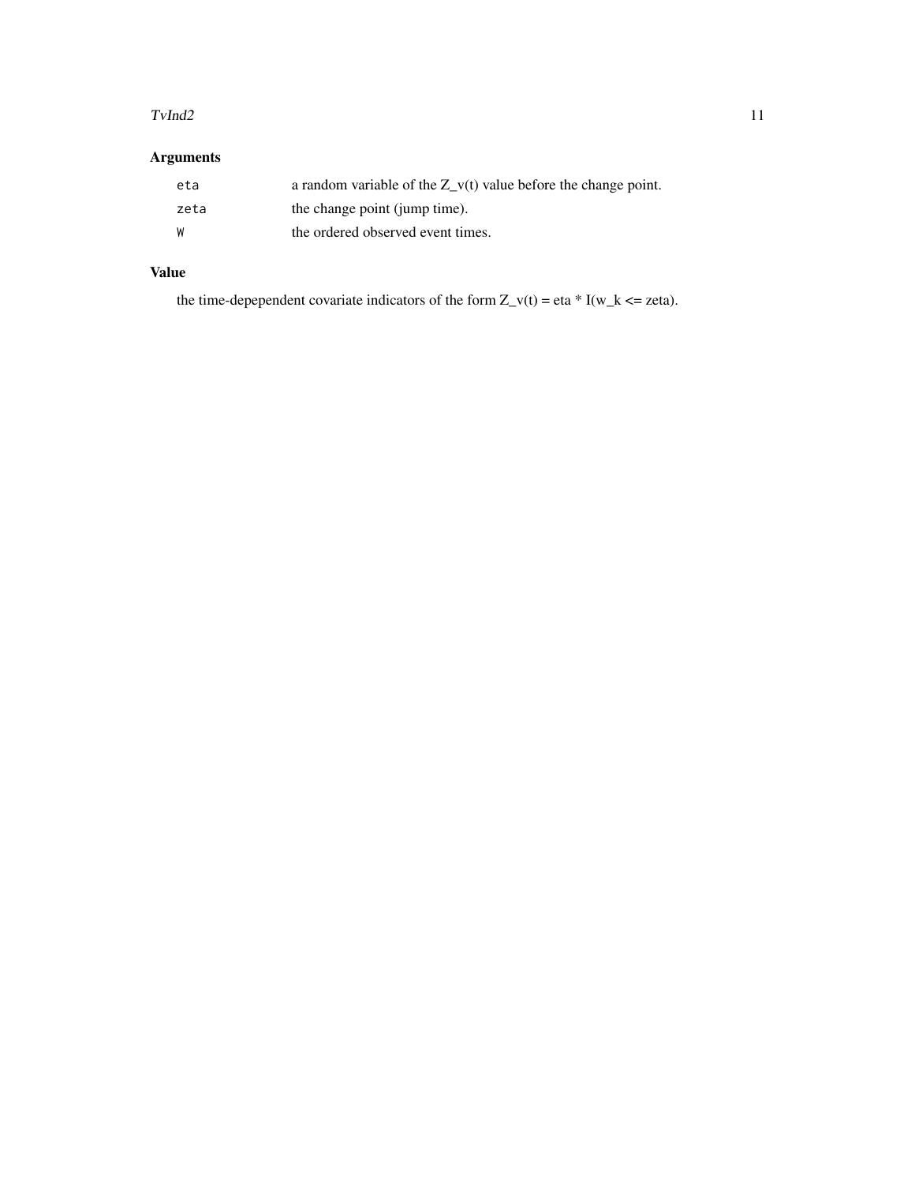## Arguments

| | |
|---|---|
| eta | a random variable of the Z_v(t) value before the change point. |
| zeta | the change point (jump time). |
| W | the ordered observed event times. |

## Value

the time-depependent covariate indicators of the form Z_v(t) = eta * I(w_k <= zeta).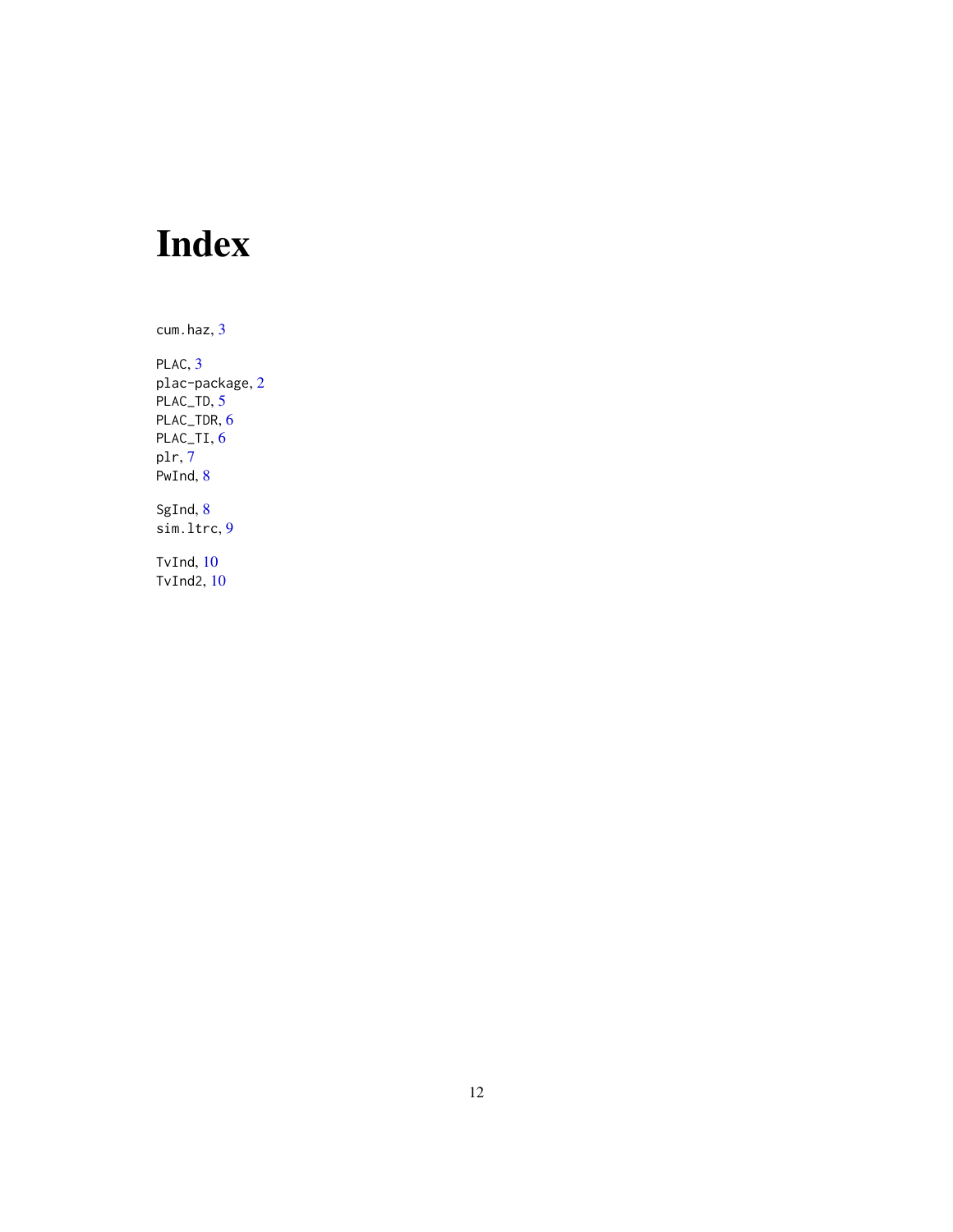# Index

cum.haz, 3

PLAC, 3
plac-package, 2
PLAC_TD, 5
PLAC_TDR, 6
PLAC_TI, 6
plr, 7
PwInd, 8

SgInd, 8
sim.ltrc, 9

TvInd, 10
TvInd2, 10